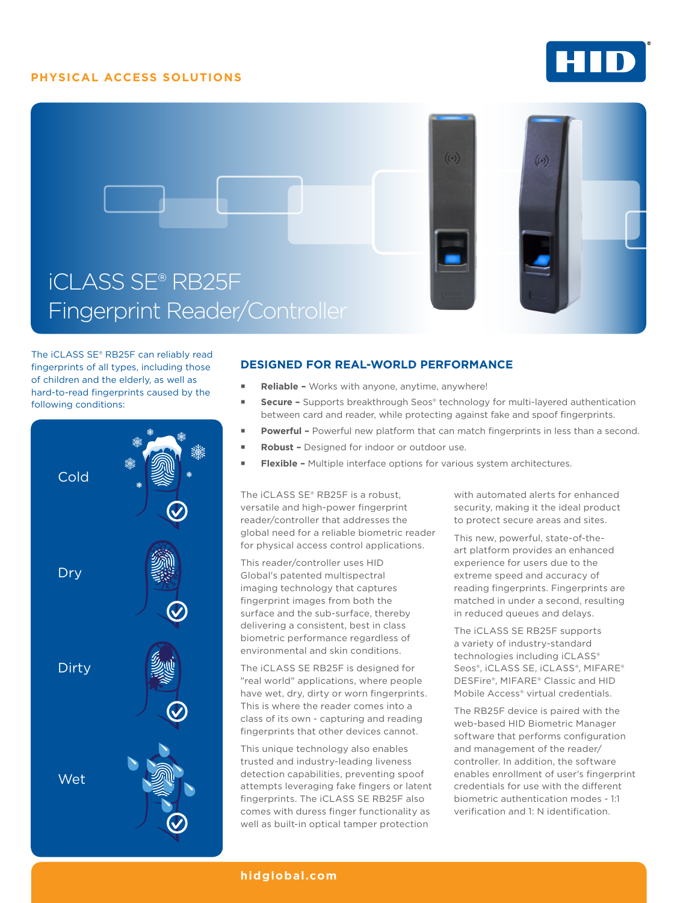PHYSICAL ACCESS SOLUTIONS

# iCLASS SE® RB25F Fingerprint Reader/Controller

The iCLASS SE® RB25F can reliably read fingerprints of all types, including those of children and the elderly, as well as hard-to-read fingerprints caused by the following conditions:

Cold

Dry

Dirty

Wet

## DESIGNED FOR REAL-WORLD PERFORMANCE

- **Reliable –** Works with anyone, anytime, anywhere!
- **Secure –** Supports breakthrough Seos® technology for multi-layered authentication between card and reader, while protecting against fake and spoof fingerprints.
- **Powerful –** Powerful new platform that can match fingerprints in less than a second.
- **Robust –** Designed for indoor or outdoor use.
- **Flexible –** Multiple interface options for various system architectures.

The iCLASS SE® RB25F is a robust, versatile and high-power fingerprint reader/controller that addresses the global need for a reliable biometric reader for physical access control applications.

This reader/controller uses HID Global's patented multispectral imaging technology that captures fingerprint images from both the surface and the sub-surface, thereby delivering a consistent, best in class biometric performance regardless of environmental and skin conditions.

The iCLASS SE RB25F is designed for "real world" applications, where people have wet, dry, dirty or worn fingerprints. This is where the reader comes into a class of its own - capturing and reading fingerprints that other devices cannot.

This unique technology also enables trusted and industry-leading liveness detection capabilities, preventing spoof attempts leveraging fake fingers or latent fingerprints. The iCLASS SE RB25F also comes with duress finger functionality as well as built-in optical tamper protection with automated alerts for enhanced security, making it the ideal product to protect secure areas and sites.

This new, powerful, state-of-the-art platform provides an enhanced experience for users due to the extreme speed and accuracy of reading fingerprints. Fingerprints are matched in under a second, resulting in reduced queues and delays.

The iCLASS SE RB25F supports a variety of industry-standard technologies including iCLASS® Seos®, iCLASS SE, iCLASS®, MIFARE® DESFire®, MIFARE® Classic and HID Mobile Access® virtual credentials.

The RB25F device is paired with the web-based HID Biometric Manager software that performs configuration and management of the reader/controller. In addition, the software enables enrollment of user's fingerprint credentials for use with the different biometric authentication modes - 1:1 verification and 1: N identification.

hidglobal.com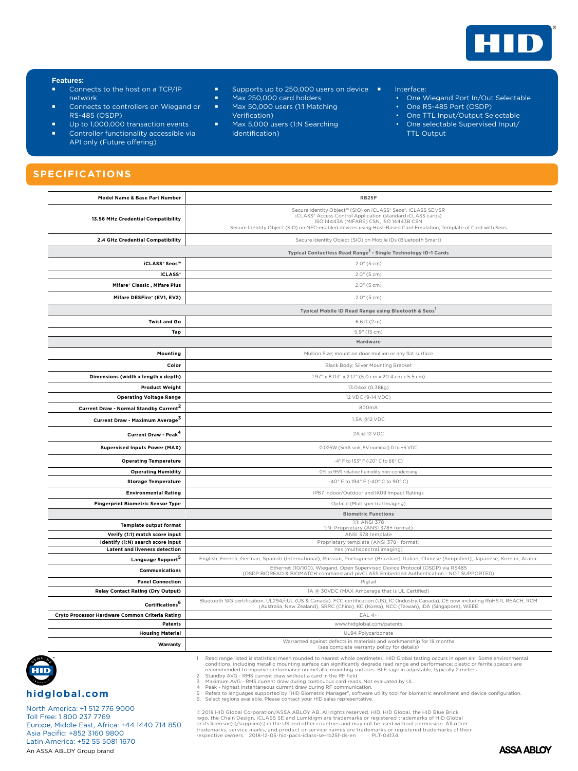**Features:**

- Connects to the host on a TCP/IP network
- Connects to controllers on Wiegand or RS-485 (OSDP)
- Up to 1,000,000 transaction events
- Controller functionality accessible via API only (Future offering)
- Supports up to 250,000 users on device
- Max 250,000 card holders
- Max 50,000 users (1:1 Matching Verification)
- Max 5,000 users (1:N Searching Identification)
- Interface:
  - One Wiegand Port In/Out Selectable
  - One RS-485 Port (OSDP)
  - One TTL Input/Output Selectable
  - One selectable Supervised Input/ TTL Output

## SPECIFICATIONS

| | |
|---|---|
| **Model Name & Base Part Number** | RB25F |
| **13.56 MHz Credential Compatibility** | Secure Identity Object™ (SIO) on iCLASS® Seos®, iCLASS SE®/SR<br>iCLASS® Access Control Application (standard iCLASS cards)<br>ISO 14443A (MIFARE) CSN, ISO 14443B CSN<br>Secure Identity Object (SIO) on NFC-enabled devices using Host-Based Card Emulation, Template of Card with Seos |
| **2.4 GHz Credential Compatibility** | Secure Identity Object (SIO) on Mobile IDs (Bluetooth Smart) |
| | **Typical Contactless Read Range[1] - Single Technology ID-1 Cards** |
| **iCLASS® Seos™** | 2.0" (5 cm) |
| **iCLASS®** | 2.0" (5 cm) |
| **Mifare® Classic , Mifare Plus** | 2.0" (5 cm) |
| **Mifare DESFire® (EV1, EV2)** | 2.0" (5 cm) |
| | **Typical Mobile ID Read Range using Bluetooth & Seos[1]** |
| **Twist and Go** | 6.6 ft (2 m) |
| **Tap** | 5.9" (15 cm) |
| | **Hardware** |
| **Mounting** | Mullion Size; mount on door mullion or any flat surface |
| **Color** | Black Body; Silver Mounting Bracket |
| **Dimensions (width x length x depth)** | 1.97" x 8.03" x 2.17" (5.0 cm x 20.4 cm x 5.5 cm) |
| **Product Weight** | 13.04oz (0.38kg) |
| **Operating Voltage Range** | 12 VDC (9-14 VDC) |
| **Current Draw - Normal Standby Current[2]** | 800mA |
| **Current Draw - Maximum Average[3]** | 1.5A @12 VDC |
| **Current Draw - Peak[4]** | 2A @ 12 VDC |
| **Supervised Inputs Power (MAX)** | 0.025W (5mA sink, 5V nominal) 0 to +5 VDC |
| **Operating Temperature** | -4° F to 153° F (-20° C to 66° C) |
| **Operating Humidity** | 0% to 95% relative humidity non-condensing |
| **Storage Temperature** | -40° F to 194° F (-40° C to 90° C) |
| **Environmental Rating** | IP67 Indoor/Outdoor and IK09 Impact Ratings |
| **Fingerprint Biometric Sensor Type** | Optical (Multispectral Imaging) |
| | **Biometric Functions** |
| **Template output format** | 1:1: ANSI 378<br>1:N: Proprietary (ANSI 378+ format) |
| **Verify (1:1) match score input** | ANSI 378 template |
| **Identify (1:N) search score input** | Proprietary template (ANSI 378+ format) |
| **Latent and liveness detection** | Yes (multispectral imaging) |
| **Language Support[5]** | English, French, German, Spanish (International), Russian, Portuguese (Brazilian), Italian, Chinese (Simplified), Japanese, Korean, Arabic |
| **Communications** | Ethernet (10/100), Wiegand, Open Supervised Device Protocol (OSDP) via RS485<br>(OSDP BIOREAD & BIOMATCH command and pivCLASS Embedded Authentication - NOT SUPPORTED) |
| **Panel Connection** | Pigtail |
| **Relay Contact Rating (Dry Output)** | 1A @ 30VDC (MAX Amperage that is UL Certified) |
| **Certifications[6]** | Bluetooth SIG certification, UL294/cUL (US & Canada), FCC certification (US), IC (Industry Canada), CE now including RoHS II, REACH, RCM (Australia, New Zealand), SRRC (China), KC (Korea), NCC (Taiwan), iDA (Singapore), WEEE |
| **Cryto Processor Hardware Common Criteria Rating** | EAL 4+ |
| **Patents** | www.hidglobal.com/patents |
| **Housing Material** | UL94 Polycarbonate |
| **Warranty** | Warranted against defects in materials and workmanship for 18 months<br>(see complete warranty policy for details) |

1 Read range listed is statistical mean rounded to nearest whole centimeter. HID Global testing occurs in open air. Some environmental conditions, including metallic mounting surface can significantly degrade read range and performance; plastic or ferrite spacers are recommended to imporve performance on metallic mounting surfaces. BLE rage in adjustable, typically 2 meters.
2 Standby AVG - RMS current draw without a card in the RF field.
3 Maximum AVG - RMS current draw during continuous card reads. Not evaluated by UL.
4 Peak - highest instantaneous current draw during RF communication.
5 Refers to languages supported by "HID Biometric Manager", software utility tool for biometric enrollment and device configuration.
6. Select regions available. Please contact your HID sales representative.

© 2018 HID Global Corporation/ASSA ABLOY AB. All rights reserved. HID, HID Global, the HID Blue Brick logo, the Chain Design, iCLASS SE and Lumidigm are trademarks or registered trademarks of HID Global or its licensor(s)/supplier(s) in the US and other countries and may not be used without permission. All other trademarks, service marks, and product or service names are trademarks or registered trademarks of their respective owners. 2018-12-05-hid-pacs-iclass-se-rb25f-ds-en PLT-04134

**hidglobal.com**

North America: +1 512 776 9000
Toll Free: 1 800 237 7769
Europe, Middle East, Africa: +44 1440 714 850
Asia Pacific: +852 3160 9800
Latin America: +52 55 5081 1670

An ASSA ABLOY Group brand